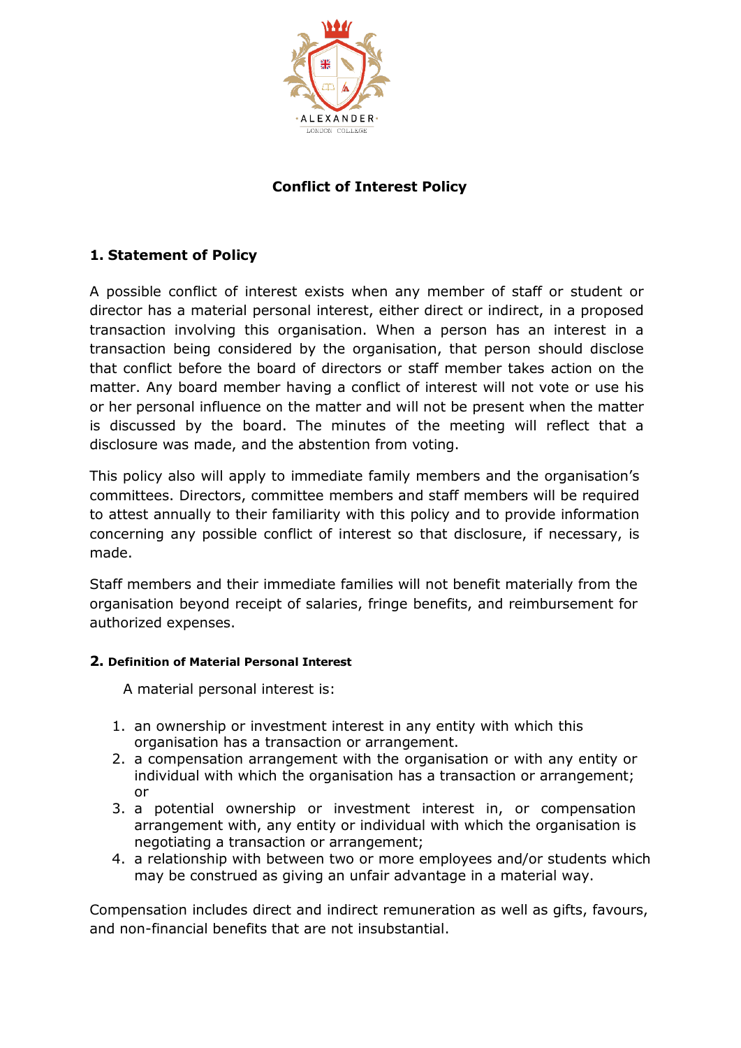# Conflict of Interest Policy

## 1. Statement of Policy

A possible conflict of interest exists when any member of staff or student or director has a material personal interest, either direct or indirect, in a proposed transaction involving this organisation. When a person has an interest in a transaction being considered by the organisation, that person should disclose that conflict before the board of directors or staff member takes action on the matter. Any board member having a conflict of interest will not vote or use his or her personal influence on the matter and will not be present when the matter is discussed by the board. The minutes of the meeting will reflect that a disclosure was made, and the abstention from voting.

This policy also will apply to immediate family members and the organisation's committees. Directors, committee members and staff members will be required to attest annually to their familiarity with this policy and to provide information concerning any possible conflict of interest so that disclosure, if necessary, is made.

Staff members and their immediate families will not benefit materially from the organisation beyond receipt of salaries, fringe benefits, and reimbursement for authorized expenses.

### 2. Definition of Material Personal Interest

A material personal interest is:

1. an ownership or investment interest in any entity with which this organisation has a transaction or arrangement.
2. a compensation arrangement with the organisation or with any entity or individual with which the organisation has a transaction or arrangement; or
3. a potential ownership or investment interest in, or compensation arrangement with, any entity or individual with which the organisation is negotiating a transaction or arrangement;
4. a relationship with between two or more employees and/or students which may be construed as giving an unfair advantage in a material way.

Compensation includes direct and indirect remuneration as well as gifts, favours, and non-financial benefits that are not insubstantial.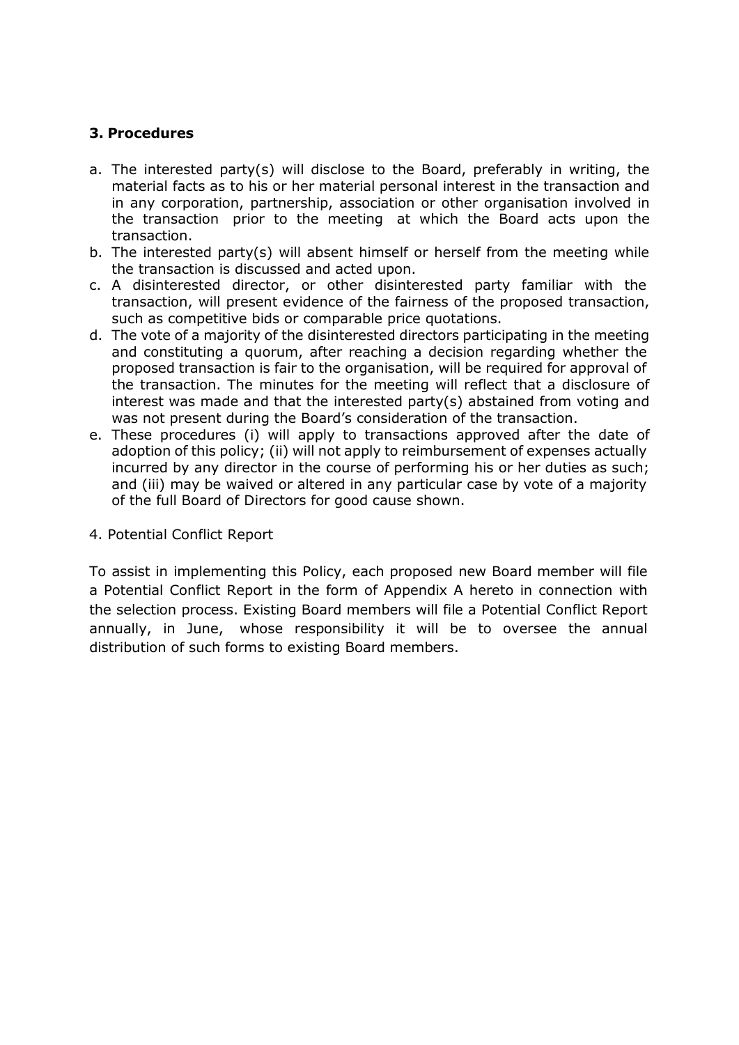### 3. Procedures

a. The interested party(s) will disclose to the Board, preferably in writing, the material facts as to his or her material personal interest in the transaction and in any corporation, partnership, association or other organisation involved in the transaction prior to the meeting at which the Board acts upon the transaction.
b. The interested party(s) will absent himself or herself from the meeting while the transaction is discussed and acted upon.
c. A disinterested director, or other disinterested party familiar with the transaction, will present evidence of the fairness of the proposed transaction, such as competitive bids or comparable price quotations.
d. The vote of a majority of the disinterested directors participating in the meeting and constituting a quorum, after reaching a decision regarding whether the proposed transaction is fair to the organisation, will be required for approval of the transaction. The minutes for the meeting will reflect that a disclosure of interest was made and that the interested party(s) abstained from voting and was not present during the Board's consideration of the transaction.
e. These procedures (i) will apply to transactions approved after the date of adoption of this policy; (ii) will not apply to reimbursement of expenses actually incurred by any director in the course of performing his or her duties as such; and (iii) may be waived or altered in any particular case by vote of a majority of the full Board of Directors for good cause shown.

4. Potential Conflict Report

To assist in implementing this Policy, each proposed new Board member will file a Potential Conflict Report in the form of Appendix A hereto in connection with the selection process. Existing Board members will file a Potential Conflict Report annually, in June, whose responsibility it will be to oversee the annual distribution of such forms to existing Board members.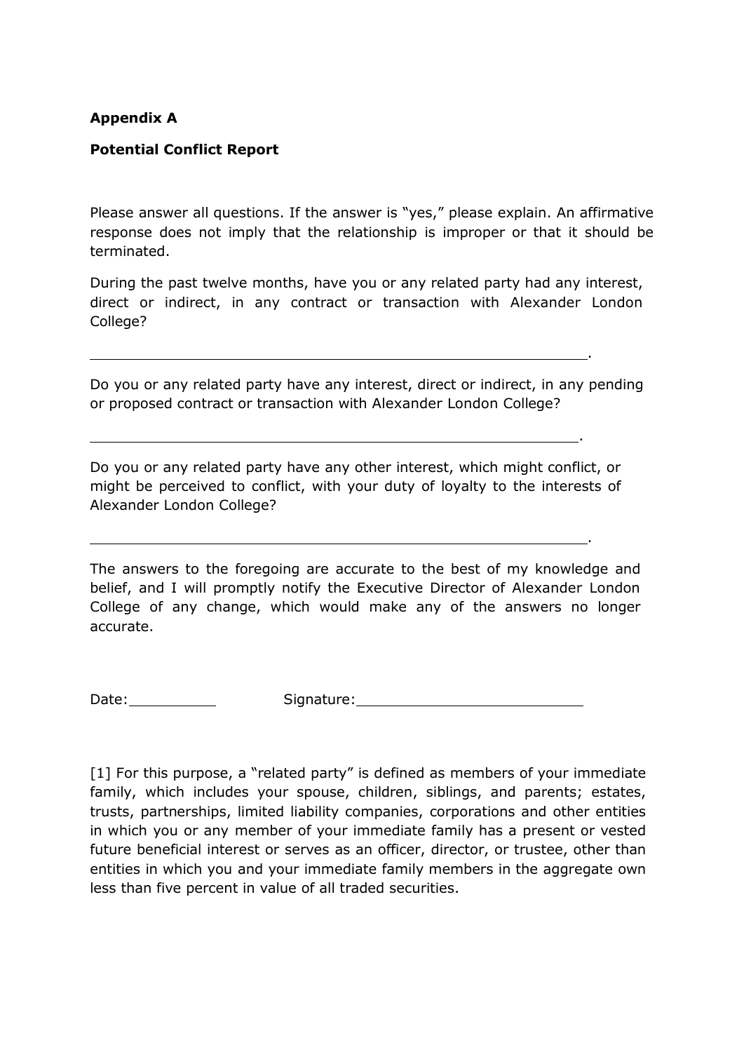**Appendix A**

**Potential Conflict Report**

Please answer all questions. If the answer is "yes," please explain. An affirmative response does not imply that the relationship is improper or that it should be terminated.

During the past twelve months, have you or any related party had any interest, direct or indirect, in any contract or transaction with Alexander London College?

\_\_\_\_\_\_\_\_\_\_\_\_\_\_\_\_\_\_\_\_\_\_\_\_\_\_\_\_\_\_\_\_\_\_\_\_\_\_\_\_\_\_\_\_\_\_\_\_\_\_\_\_\_\_\_\_\_\_.

Do you or any related party have any interest, direct or indirect, in any pending or proposed contract or transaction with Alexander London College?

\_\_\_\_\_\_\_\_\_\_\_\_\_\_\_\_\_\_\_\_\_\_\_\_\_\_\_\_\_\_\_\_\_\_\_\_\_\_\_\_\_\_\_\_\_\_\_\_\_\_\_\_\_\_\_\_\_\_.

Do you or any related party have any other interest, which might conflict, or might be perceived to conflict, with your duty of loyalty to the interests of Alexander London College?

\_\_\_\_\_\_\_\_\_\_\_\_\_\_\_\_\_\_\_\_\_\_\_\_\_\_\_\_\_\_\_\_\_\_\_\_\_\_\_\_\_\_\_\_\_\_\_\_\_\_\_\_\_\_\_\_\_\_.

The answers to the foregoing are accurate to the best of my knowledge and belief, and I will promptly notify the Executive Director of Alexander London College of any change, which would make any of the answers no longer accurate.

Date:\_\_\_\_\_\_\_\_\_\_ Signature:\_\_\_\_\_\_\_\_\_\_\_\_\_\_\_\_\_\_\_\_\_\_\_\_\_\_

[1] For this purpose, a "related party" is defined as members of your immediate family, which includes your spouse, children, siblings, and parents; estates, trusts, partnerships, limited liability companies, corporations and other entities in which you or any member of your immediate family has a present or vested future beneficial interest or serves as an officer, director, or trustee, other than entities in which you and your immediate family members in the aggregate own less than five percent in value of all traded securities.